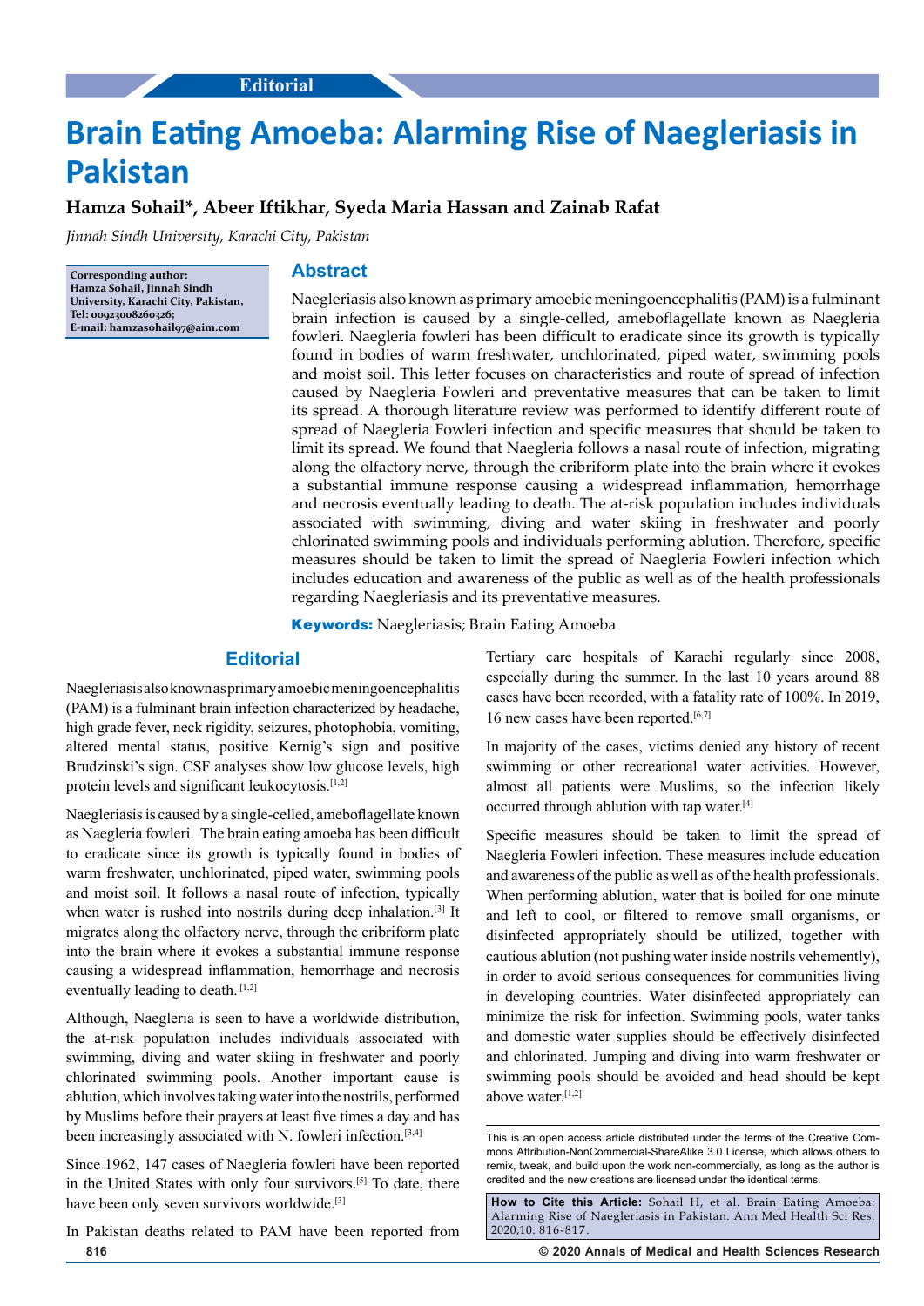Editorial

# Brain Eating Amoeba: Alarming Rise of Naegleriasis in Pakistan

**Hamza Sohail\*, Abeer Iftikhar, Syeda Maria Hassan and Zainab Rafat**

*Jinnah Sindh University, Karachi City, Pakistan*

**Corresponding author: Hamza Sohail, Jinnah Sindh University, Karachi City, Pakistan, Tel: 00923008260326; E-mail: hamzasohail97@aim.com**

## Abstract

Naegleriasis also known as primary amoebic meningoencephalitis (PAM) is a fulminant brain infection is caused by a single-celled, ameboflagellate known as Naegleria fowleri. Naegleria fowleri has been difficult to eradicate since its growth is typically found in bodies of warm freshwater, unchlorinated, piped water, swimming pools and moist soil. This letter focuses on characteristics and route of spread of infection caused by Naegleria Fowleri and preventative measures that can be taken to limit its spread. A thorough literature review was performed to identify different route of spread of Naegleria Fowleri infection and specific measures that should be taken to limit its spread. We found that Naegleria follows a nasal route of infection, migrating along the olfactory nerve, through the cribriform plate into the brain where it evokes a substantial immune response causing a widespread inflammation, hemorrhage and necrosis eventually leading to death. The at-risk population includes individuals associated with swimming, diving and water skiing in freshwater and poorly chlorinated swimming pools and individuals performing ablution. Therefore, specific measures should be taken to limit the spread of Naegleria Fowleri infection which includes education and awareness of the public as well as of the health professionals regarding Naegleriasis and its preventative measures.

**Keywords:** Naegleriasis; Brain Eating Amoeba

## Editorial

Naegleriasis also known as primary amoebic meningoencephalitis (PAM) is a fulminant brain infection characterized by headache, high grade fever, neck rigidity, seizures, photophobia, vomiting, altered mental status, positive Kernig's sign and positive Brudzinski's sign. CSF analyses show low glucose levels, high protein levels and significant leukocytosis.[1,2]

Naegleriasis is caused by a single-celled, ameboflagellate known as Naegleria fowleri. The brain eating amoeba has been difficult to eradicate since its growth is typically found in bodies of warm freshwater, unchlorinated, piped water, swimming pools and moist soil. It follows a nasal route of infection, typically when water is rushed into nostrils during deep inhalation.[3] It migrates along the olfactory nerve, through the cribriform plate into the brain where it evokes a substantial immune response causing a widespread inflammation, hemorrhage and necrosis eventually leading to death. [1,2]

Although, Naegleria is seen to have a worldwide distribution, the at-risk population includes individuals associated with swimming, diving and water skiing in freshwater and poorly chlorinated swimming pools. Another important cause is ablution, which involves taking water into the nostrils, performed by Muslims before their prayers at least five times a day and has been increasingly associated with N. fowleri infection.[3,4]

Since 1962, 147 cases of Naegleria fowleri have been reported in the United States with only four survivors.[5] To date, there have been only seven survivors worldwide.[3]

In Pakistan deaths related to PAM have been reported from Tertiary care hospitals of Karachi regularly since 2008, especially during the summer. In the last 10 years around 88 cases have been recorded, with a fatality rate of 100%. In 2019, 16 new cases have been reported.[6,7]

In majority of the cases, victims denied any history of recent swimming or other recreational water activities. However, almost all patients were Muslims, so the infection likely occurred through ablution with tap water.[4]

Specific measures should be taken to limit the spread of Naegleria Fowleri infection. These measures include education and awareness of the public as well as of the health professionals. When performing ablution, water that is boiled for one minute and left to cool, or filtered to remove small organisms, or disinfected appropriately should be utilized, together with cautious ablution (not pushing water inside nostrils vehemently), in order to avoid serious consequences for communities living in developing countries. Water disinfected appropriately can minimize the risk for infection. Swimming pools, water tanks and domestic water supplies should be effectively disinfected and chlorinated. Jumping and diving into warm freshwater or swimming pools should be avoided and head should be kept above water.[1,2]

This is an open access article distributed under the terms of the Creative Commons Attribution-NonCommercial-ShareAlike 3.0 License, which allows others to remix, tweak, and build upon the work non-commercially, as long as the author is credited and the new creations are licensed under the identical terms.

**How to Cite this Article:** Sohail H, et al. Brain Eating Amoeba: Alarming Rise of Naegleriasis in Pakistan. Ann Med Health Sci Res. 2020;10: 816-817.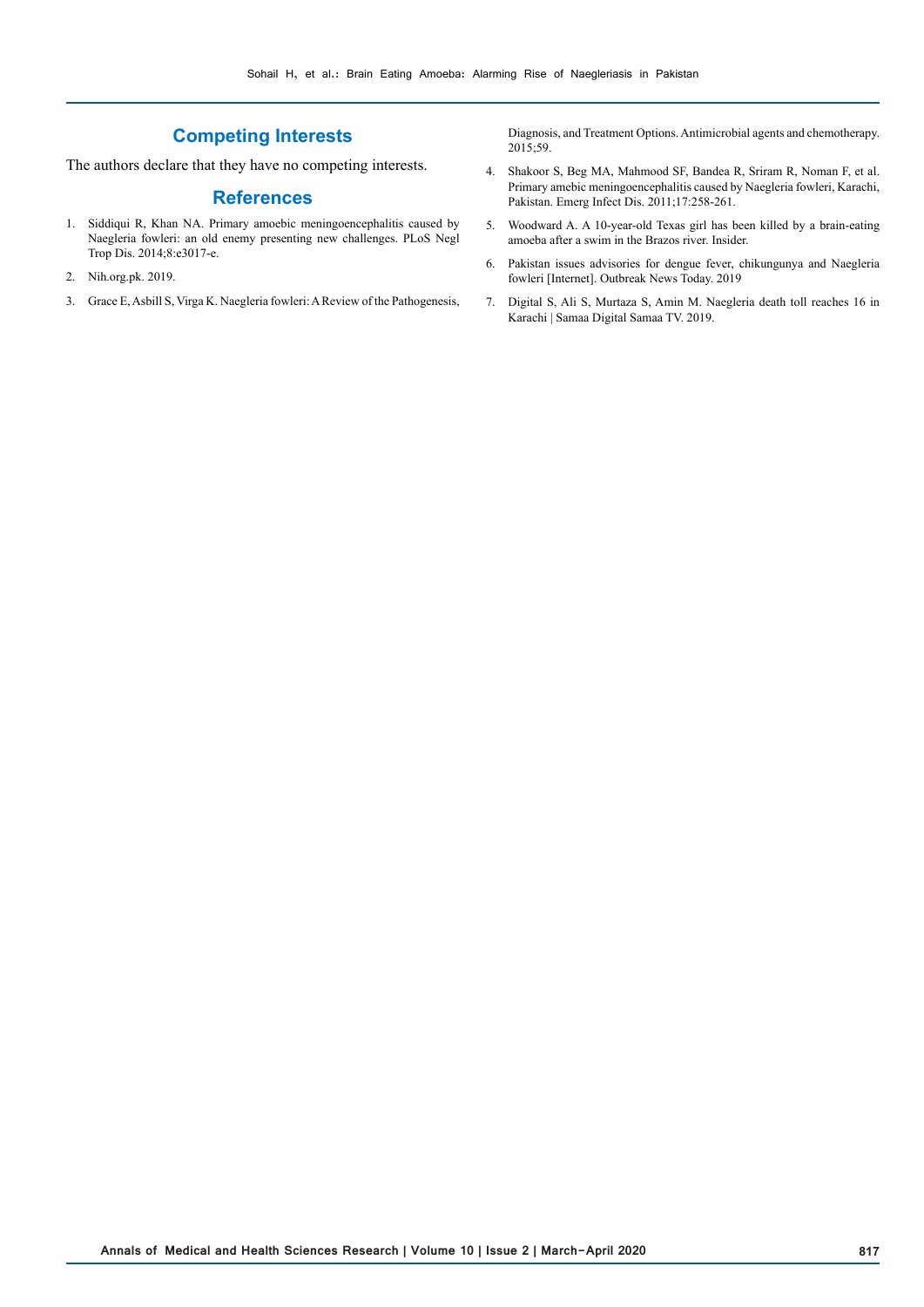## Competing Interests

The authors declare that they have no competing interests.

## References

1. Siddiqui R, Khan NA. Primary amoebic meningoencephalitis caused by Naegleria fowleri: an old enemy presenting new challenges. PLoS Negl Trop Dis. 2014;8:e3017-e.
2. Nih.org.pk. 2019.
3. Grace E, Asbill S, Virga K. Naegleria fowleri: A Review of the Pathogenesis, Diagnosis, and Treatment Options. Antimicrobial agents and chemotherapy. 2015;59.
4. Shakoor S, Beg MA, Mahmood SF, Bandea R, Sriram R, Noman F, et al. Primary amebic meningoencephalitis caused by Naegleria fowleri, Karachi, Pakistan. Emerg Infect Dis. 2011;17:258-261.
5. Woodward A. A 10-year-old Texas girl has been killed by a brain-eating amoeba after a swim in the Brazos river. Insider.
6. Pakistan issues advisories for dengue fever, chikungunya and Naegleria fowleri [Internet]. Outbreak News Today. 2019
7. Digital S, Ali S, Murtaza S, Amin M. Naegleria death toll reaches 16 in Karachi | Samaa Digital Samaa TV. 2019.